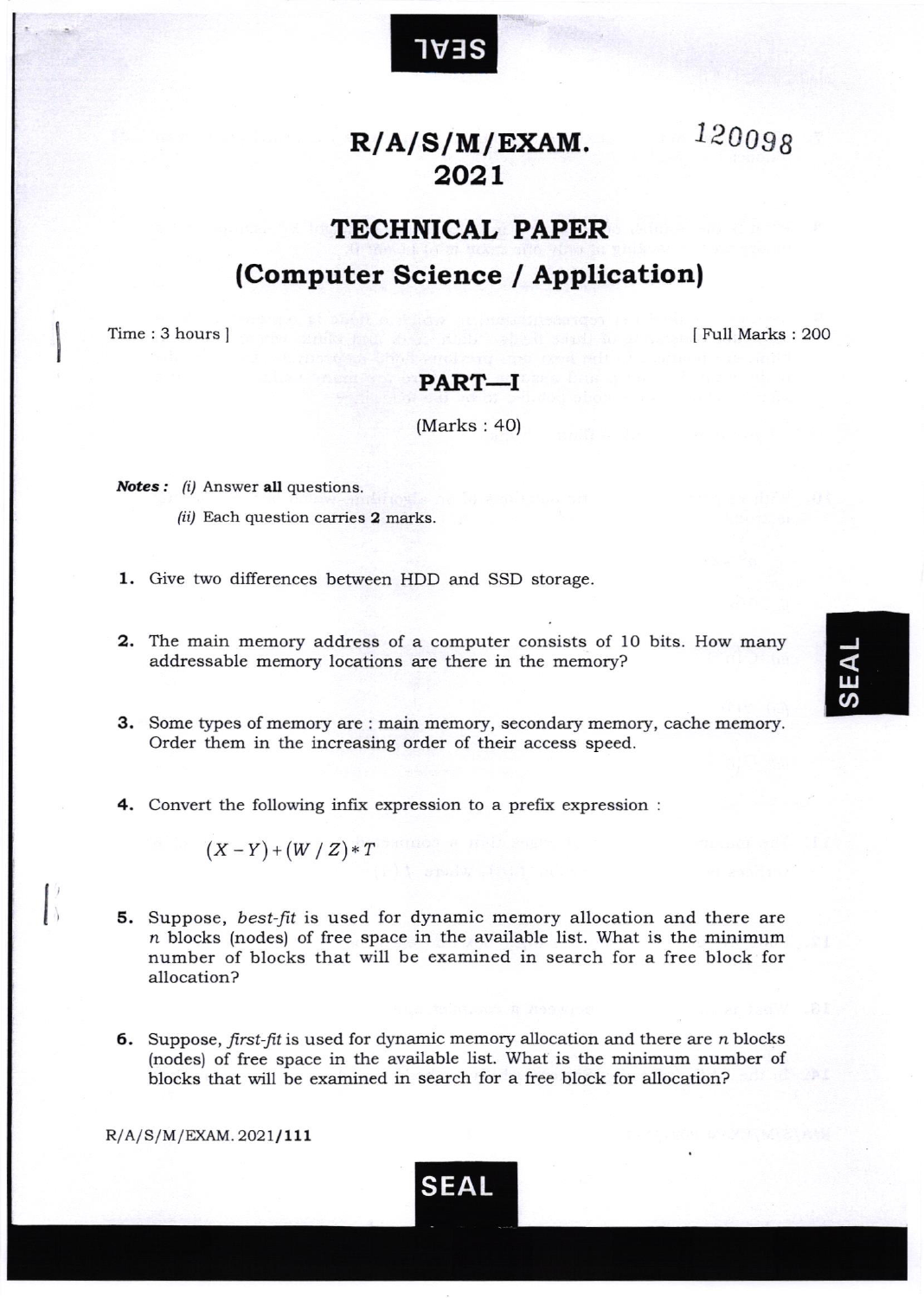# R/A/S/M/EXAM. 2021

120098

## TECHNICAL PAPER
## (Computer Science / Application)

Time : 3 hours ] [ Full Marks : 200

## PART—I

(Marks : 40)

***Notes :*** *(i)* Answer **all** questions.

*(ii)* Each question carries **2** marks.

**1.** Give two differences between HDD and SSD storage.

**2.** The main memory address of a computer consists of 10 bits. How many addressable memory locations are there in the memory?

**3.** Some types of memory are : main memory, secondary memory, cache memory. Order them in the increasing order of their access speed.

**4.** Convert the following infix expression to a prefix expression :

$$(X - Y) + (W / Z) * T$$

**5.** Suppose, *best-fit* is used for dynamic memory allocation and there are $n$ blocks (nodes) of free space in the available list. What is the minimum number of blocks that will be examined in search for a free block for allocation?

**6.** Suppose, *first-fit* is used for dynamic memory allocation and there are $n$ blocks (nodes) of free space in the available list. What is the minimum number of blocks that will be examined in search for a free block for allocation?

R/A/S/M/EXAM. 2021/**111**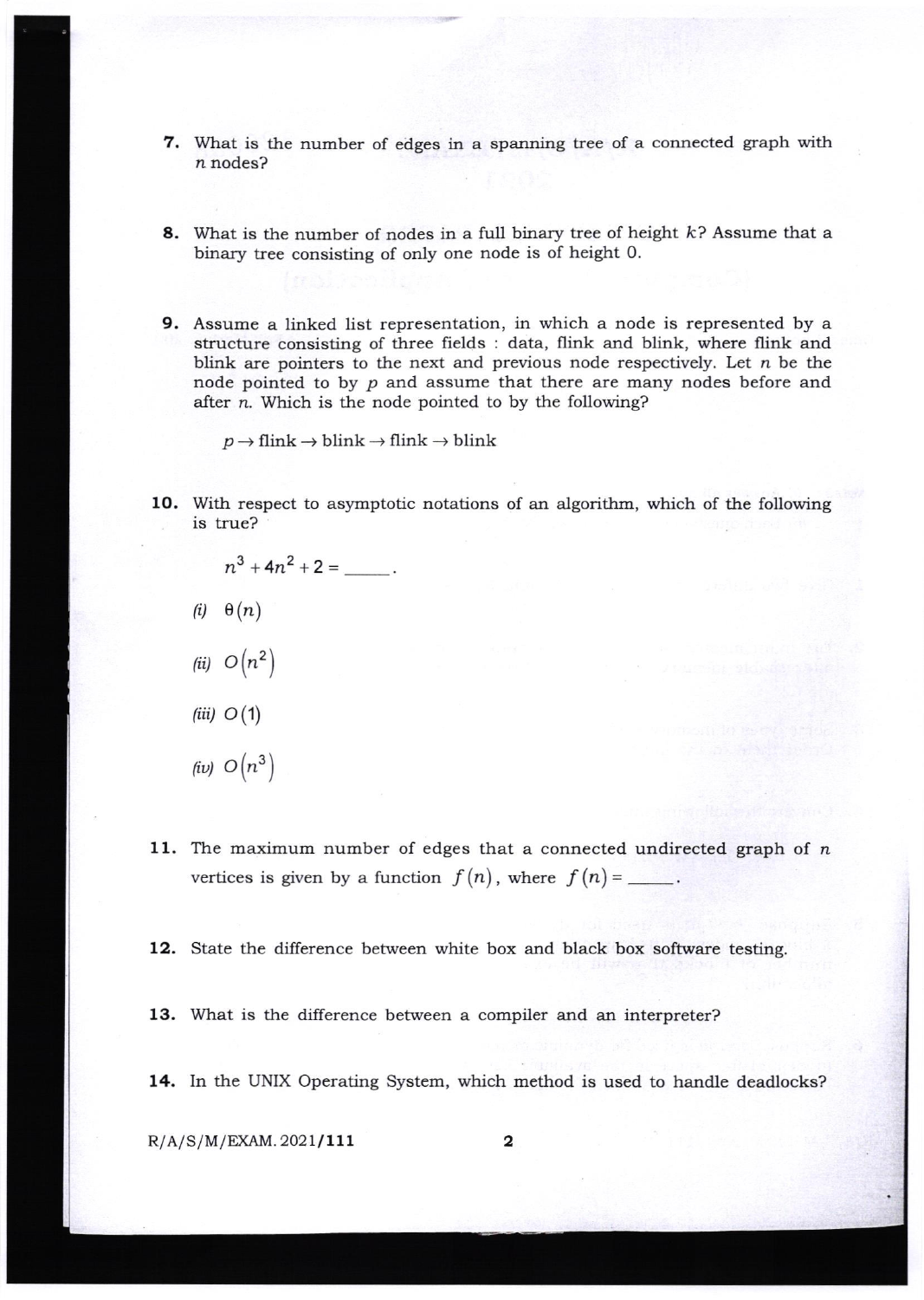7. What is the number of edges in a spanning tree of a connected graph with $n$ nodes?

8. What is the number of nodes in a full binary tree of height $k$? Assume that a binary tree consisting of only one node is of height 0.

9. Assume a linked list representation, in which a node is represented by a structure consisting of three fields : data, flink and blink, where flink and blink are pointers to the next and previous node respectively. Let $n$ be the node pointed to by $p$ and assume that there are many nodes before and after $n$. Which is the node pointed to by the following?

   $p \rightarrow$ flink $\rightarrow$ blink $\rightarrow$ flink $\rightarrow$ blink

10. With respect to asymptotic notations of an algorithm, which of the following is true?

    $n^3 + 4n^2 + 2 =$ _____.

    *(i)* $\theta(n)$

    *(ii)* $O(n^2)$

    *(iii)* $O(1)$

    *(iv)* $O(n^3)$

11. The maximum number of edges that a connected undirected graph of $n$ vertices is given by a function $f(n)$, where $f(n) =$ _____.

12. State the difference between white box and black box software testing.

13. What is the difference between a compiler and an interpreter?

14. In the UNIX Operating System, which method is used to handle deadlocks?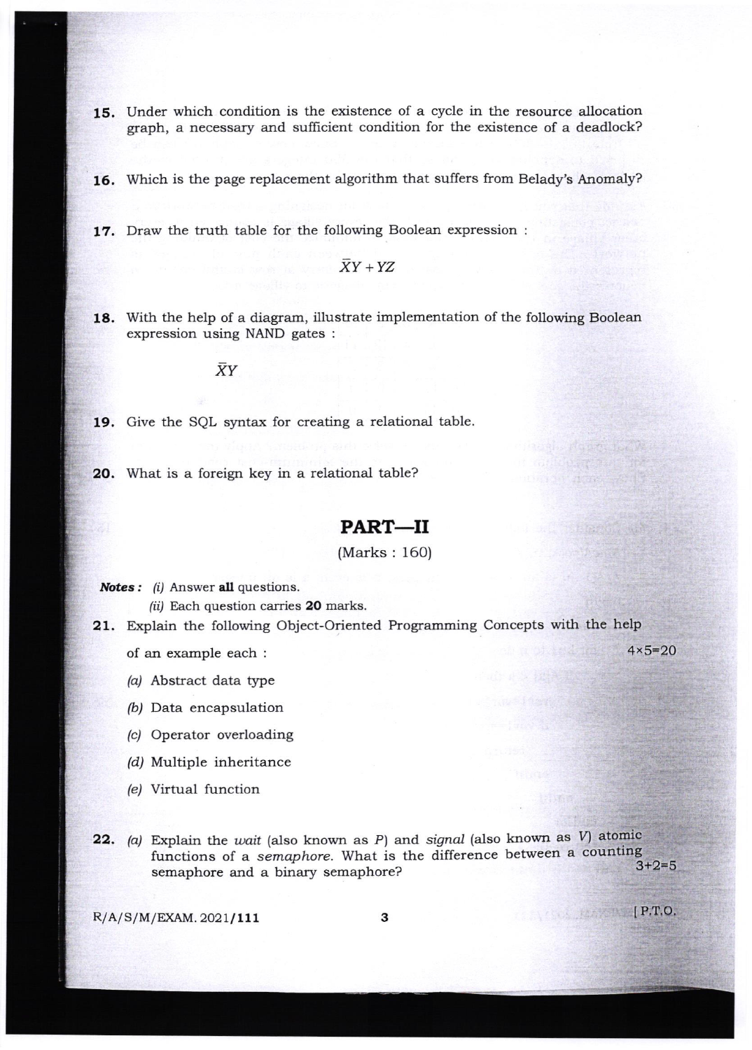15. Under which condition is the existence of a cycle in the resource allocation graph, a necessary and sufficient condition for the existence of a deadlock?

16. Which is the page replacement algorithm that suffers from Belady's Anomaly?

17. Draw the truth table for the following Boolean expression :

$$\bar{X}Y + YZ$$

18. With the help of a diagram, illustrate implementation of the following Boolean expression using NAND gates :

$$\bar{X}Y$$

19. Give the SQL syntax for creating a relational table.

20. What is a foreign key in a relational table?

## PART—II

(Marks : 160)

***Notes :*** *(i)* Answer **all** questions.

*(ii)* Each question carries **20** marks.

21. Explain the following Object-Oriented Programming Concepts with the help of an example each : 4×5=20

*(a)* Abstract data type

*(b)* Data encapsulation

*(c)* Operator overloading

*(d)* Multiple inheritance

*(e)* Virtual function

22. *(a)* Explain the *wait* (also known as *P*) and *signal* (also known as *V*) atomic functions of a *semaphore*. What is the difference between a counting semaphore and a binary semaphore? 3+2=5

R/A/S/M/EXAM. 2021/**111**

[ P.T.O.